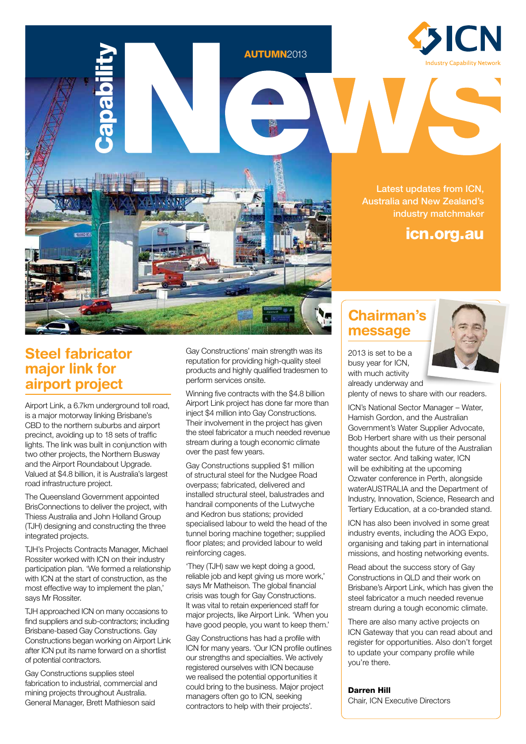# Capability News

AUTUMN2013

ICN
Industry Capability Network

Latest updates from ICN, Australia and New Zealand's industry matchmaker

**icn.org.au**

## Steel fabricator major link for airport project

Airport Link, a 6.7km underground toll road, is a major motorway linking Brisbane's CBD to the northern suburbs and airport precinct, avoiding up to 18 sets of traffic lights. The link was built in conjunction with two other projects, the Northern Busway and the Airport Roundabout Upgrade. Valued at $4.8 billion, it is Australia's largest road infrastructure project.

The Queensland Government appointed BrisConnections to deliver the project, with Thiess Australia and John Holland Group (TJH) designing and constructing the three integrated projects.

TJH's Projects Contracts Manager, Michael Rossiter worked with ICN on their industry participation plan. 'We formed a relationship with ICN at the start of construction, as the most effective way to implement the plan,' says Mr Rossiter.

TJH approached ICN on many occasions to find suppliers and sub-contractors; including Brisbane-based Gay Constructions. Gay Constructions began working on Airport Link after ICN put its name forward on a shortlist of potential contractors.

Gay Constructions supplies steel fabrication to industrial, commercial and mining projects throughout Australia. General Manager, Brett Mathieson said Gay Constructions' main strength was its reputation for providing high-quality steel products and highly qualified tradesmen to perform services onsite.

Winning five contracts with the $4.8 billion Airport Link project has done far more than inject $4 million into Gay Constructions. Their involvement in the project has given the steel fabricator a much needed revenue stream during a tough economic climate over the past few years.

Gay Constructions supplied $1 million of structural steel for the Nudgee Road overpass; fabricated, delivered and installed structural steel, balustrades and handrail components of the Lutwyche and Kedron bus stations; provided specialised labour to weld the head of the tunnel boring machine together; supplied floor plates; and provided labour to weld reinforcing cages.

'They (TJH) saw we kept doing a good, reliable job and kept giving us more work,' says Mr Matheison. The global financial crisis was tough for Gay Constructions. It was vital to retain experienced staff for major projects, like Airport Link. 'When you have good people, you want to keep them.'

Gay Constructions has had a profile with ICN for many years. 'Our ICN profile outlines our strengths and specialties. We actively registered ourselves with ICN because we realised the potential opportunities it could bring to the business. Major project managers often go to ICN, seeking contractors to help with their projects'.

## Chairman's message

2013 is set to be a busy year for ICN, with much activity already underway and plenty of news to share with our readers.

ICN's National Sector Manager – Water, Hamish Gordon, and the Australian Government's Water Supplier Advocate, Bob Herbert share with us their personal thoughts about the future of the Australian water sector. And talking water, ICN will be exhibiting at the upcoming Ozwater conference in Perth, alongside waterAUSTRALIA and the Department of Industry, Innovation, Science, Research and Tertiary Education, at a co-branded stand.

ICN has also been involved in some great industry events, including the AOG Expo, organising and taking part in international missions, and hosting networking events.

Read about the success story of Gay Constructions in QLD and their work on Brisbane's Airport Link, which has given the steel fabricator a much needed revenue stream during a tough economic climate.

There are also many active projects on ICN Gateway that you can read about and register for opportunities. Also don't forget to update your company profile while you're there.

**Darren Hill**
Chair, ICN Executive Directors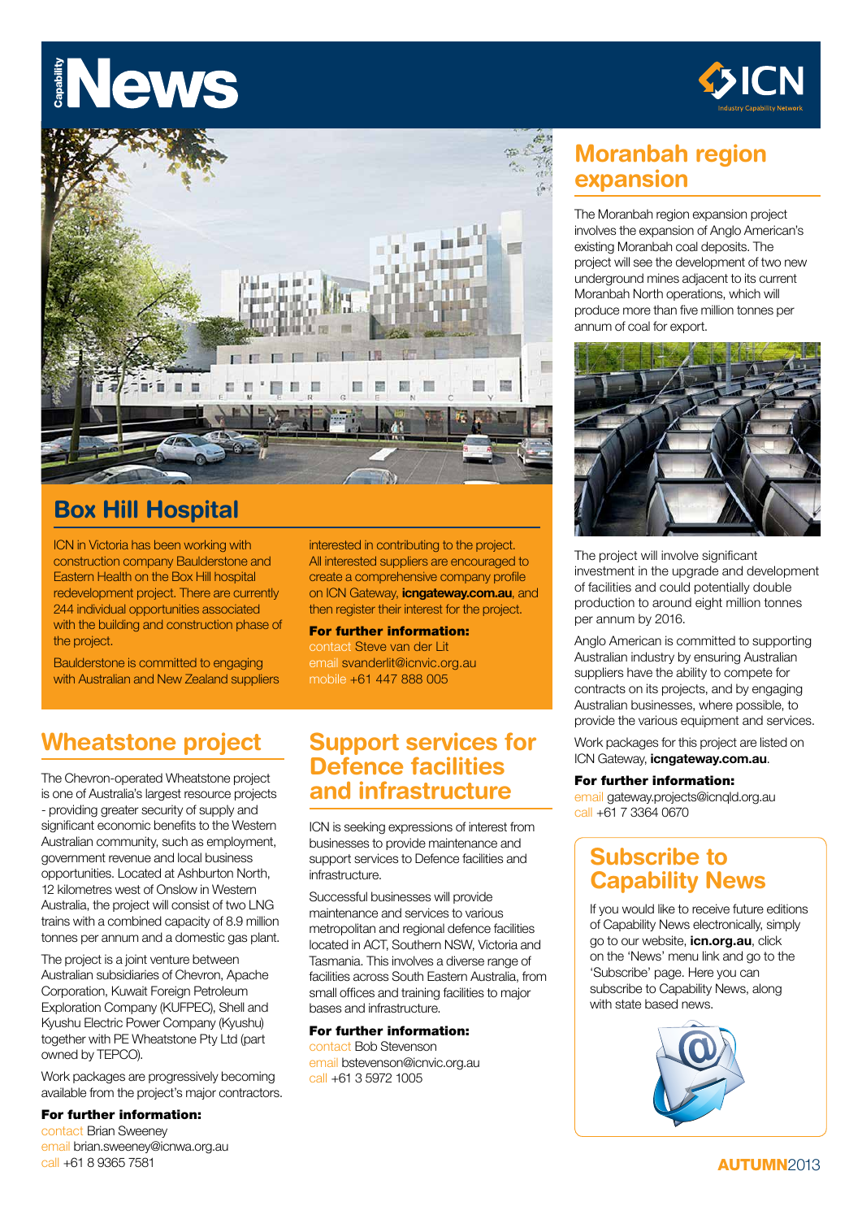# Capability News

## Box Hill Hospital

ICN in Victoria has been working with construction company Baulderstone and Eastern Health on the Box Hill hospital redevelopment project. There are currently 244 individual opportunities associated with the building and construction phase of the project.

Baulderstone is committed to engaging with Australian and New Zealand suppliers interested in contributing to the project. All interested suppliers are encouraged to create a comprehensive company profile on ICN Gateway, **icngateway.com.au**, and then register their interest for the project.

**For further information:**
contact Steve van der Lit
email svanderlit@icnvic.org.au
mobile +61 447 888 005

## Moranbah region expansion

The Moranbah region expansion project involves the expansion of Anglo American's existing Moranbah coal deposits. The project will see the development of two new underground mines adjacent to its current Moranbah North operations, which will produce more than five million tonnes per annum of coal for export.

The project will involve significant investment in the upgrade and development of facilities and could potentially double production to around eight million tonnes per annum by 2016.

Anglo American is committed to supporting Australian industry by ensuring Australian suppliers have the ability to compete for contracts on its projects, and by engaging Australian businesses, where possible, to provide the various equipment and services.

Work packages for this project are listed on ICN Gateway, **icngateway.com.au**.

**For further information:**
email gateway.projects@icnqld.org.au
call +61 7 3364 0670

## Wheatstone project

The Chevron-operated Wheatstone project is one of Australia's largest resource projects - providing greater security of supply and significant economic benefits to the Western Australian community, such as employment, government revenue and local business opportunities. Located at Ashburton North, 12 kilometres west of Onslow in Western Australia, the project will consist of two LNG trains with a combined capacity of 8.9 million tonnes per annum and a domestic gas plant.

The project is a joint venture between Australian subsidiaries of Chevron, Apache Corporation, Kuwait Foreign Petroleum Exploration Company (KUFPEC), Shell and Kyushu Electric Power Company (Kyushu) together with PE Wheatstone Pty Ltd (part owned by TEPCO).

Work packages are progressively becoming available from the project's major contractors.

**For further information:**
contact Brian Sweeney
email brian.sweeney@icnwa.org.au
call +61 8 9365 7581

## Support services for Defence facilities and infrastructure

ICN is seeking expressions of interest from businesses to provide maintenance and support services to Defence facilities and infrastructure.

Successful businesses will provide maintenance and services to various metropolitan and regional defence facilities located in ACT, Southern NSW, Victoria and Tasmania. This involves a diverse range of facilities across South Eastern Australia, from small offices and training facilities to major bases and infrastructure.

**For further information:**
contact Bob Stevenson
email bstevenson@icnvic.org.au
call +61 3 5972 1005

## Subscribe to Capability News

If you would like to receive future editions of Capability News electronically, simply go to our website, **icn.org.au**, click on the 'News' menu link and go to the 'Subscribe' page. Here you can subscribe to Capability News, along with state based news.

**AUTUMN** 2013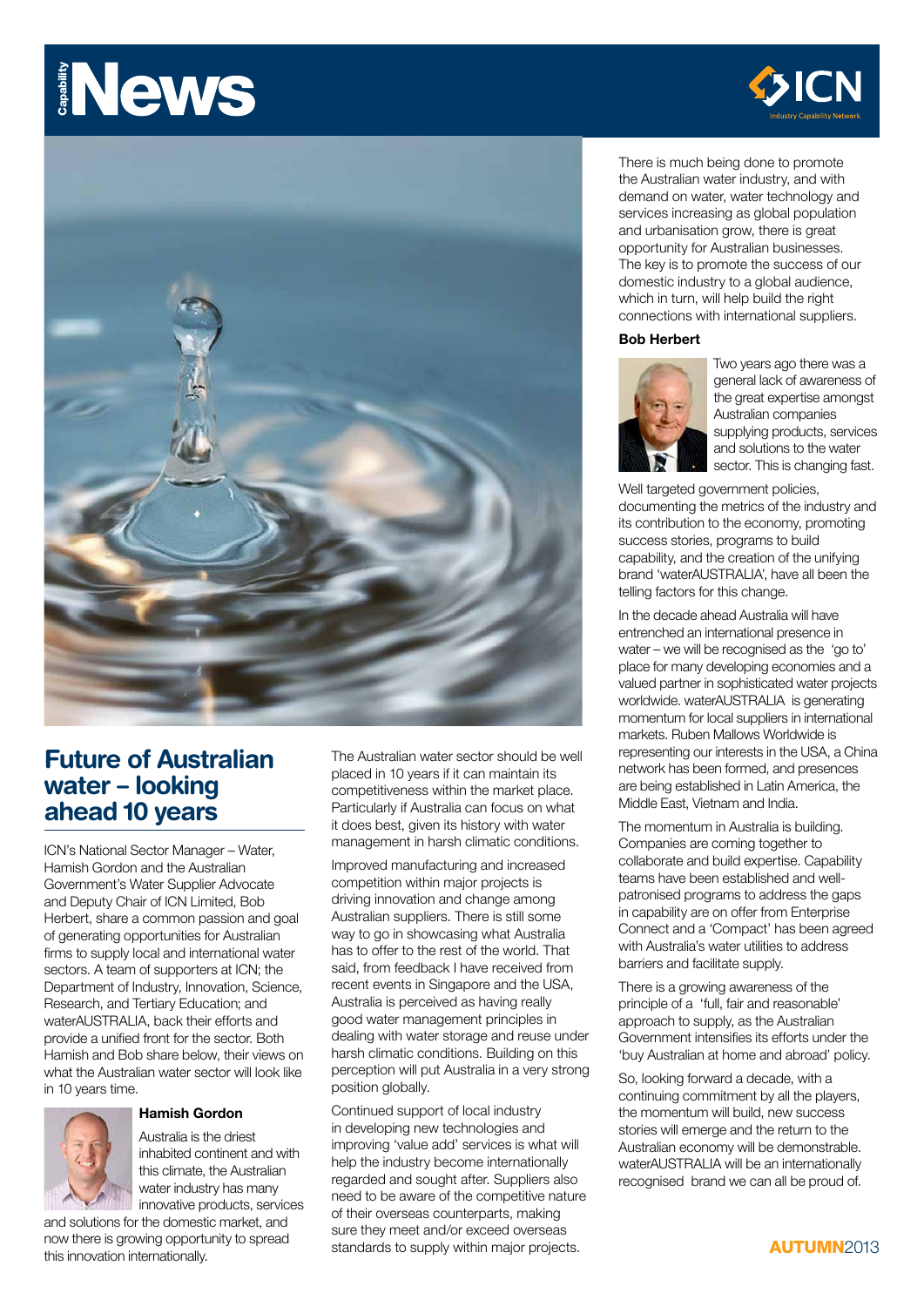# Future of Australian water – looking ahead 10 years

ICN's National Sector Manager – Water, Hamish Gordon and the Australian Government's Water Supplier Advocate and Deputy Chair of ICN Limited, Bob Herbert, share a common passion and goal of generating opportunities for Australian firms to supply local and international water sectors. A team of supporters at ICN; the Department of Industry, Innovation, Science, Research, and Tertiary Education; and waterAUSTRALIA, back their efforts and provide a unified front for the sector. Both Hamish and Bob share below, their views on what the Australian water sector will look like in 10 years time.

### Hamish Gordon

Australia is the driest inhabited continent and with this climate, the Australian water industry has many innovative products, services and solutions for the domestic market, and now there is growing opportunity to spread this innovation internationally.

The Australian water sector should be well placed in 10 years if it can maintain its competitiveness within the market place. Particularly if Australia can focus on what it does best, given its history with water management in harsh climatic conditions.

Improved manufacturing and increased competition within major projects is driving innovation and change among Australian suppliers. There is still some way to go in showcasing what Australia has to offer to the rest of the world. That said, from feedback I have received from recent events in Singapore and the USA, Australia is perceived as having really good water management principles in dealing with water storage and reuse under harsh climatic conditions. Building on this perception will put Australia in a very strong position globally.

Continued support of local industry in developing new technologies and improving 'value add' services is what will help the industry become internationally regarded and sought after. Suppliers also need to be aware of the competitive nature of their overseas counterparts, making sure they meet and/or exceed overseas standards to supply within major projects.

There is much being done to promote the Australian water industry, and with demand on water, water technology and services increasing as global population and urbanisation grow, there is great opportunity for Australian businesses. The key is to promote the success of our domestic industry to a global audience, which in turn, will help build the right connections with international suppliers.

### Bob Herbert

Two years ago there was a general lack of awareness of the great expertise amongst Australian companies supplying products, services and solutions to the water sector. This is changing fast.

Well targeted government policies, documenting the metrics of the industry and its contribution to the economy, promoting success stories, programs to build capability, and the creation of the unifying brand 'waterAUSTRALIA', have all been the telling factors for this change.

In the decade ahead Australia will have entrenched an international presence in water – we will be recognised as the 'go to' place for many developing economies and a valued partner in sophisticated water projects worldwide. waterAUSTRALIA is generating momentum for local suppliers in international markets. Ruben Mallows Worldwide is representing our interests in the USA, a China network has been formed, and presences are being established in Latin America, the Middle East, Vietnam and India.

The momentum in Australia is building. Companies are coming together to collaborate and build expertise. Capability teams have been established and well-patronised programs to address the gaps in capability are on offer from Enterprise Connect and a 'Compact' has been agreed with Australia's water utilities to address barriers and facilitate supply.

There is a growing awareness of the principle of a 'full, fair and reasonable' approach to supply, as the Australian Government intensifies its efforts under the 'buy Australian at home and abroad' policy.

So, looking forward a decade, with a continuing commitment by all the players, the momentum will build, new success stories will emerge and the return to the Australian economy will be demonstrable. waterAUSTRALIA will be an internationally recognised brand we can all be proud of.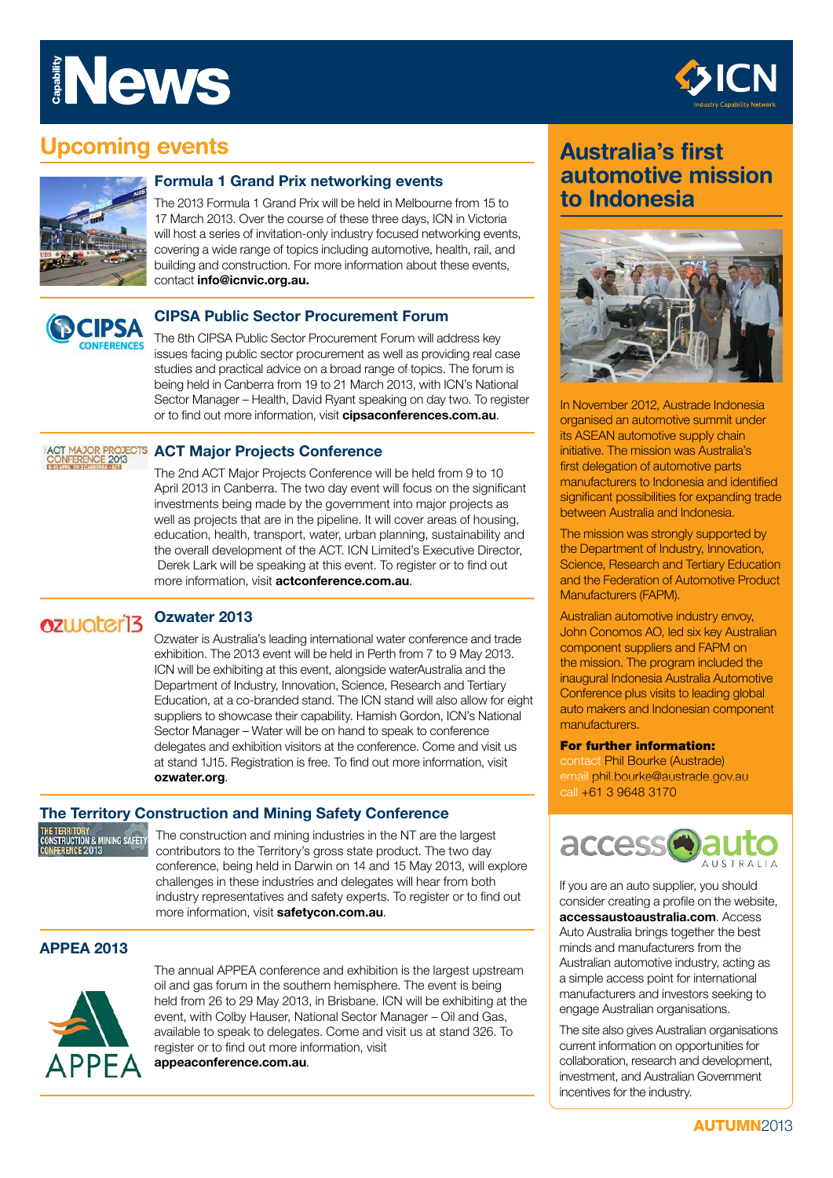# Capability News

## Upcoming events

### Formula 1 Grand Prix networking events

The 2013 Formula 1 Grand Prix will be held in Melbourne from 15 to 17 March 2013. Over the course of these three days, ICN in Victoria will host a series of invitation-only industry focused networking events, covering a wide range of topics including automotive, health, rail, and building and construction. For more information about these events, contact **info@icnvic.org.au.**

### CIPSA Public Sector Procurement Forum

The 8th CIPSA Public Sector Procurement Forum will address key issues facing public sector procurement as well as providing real case studies and practical advice on a broad range of topics. The forum is being held in Canberra from 19 to 21 March 2013, with ICN's National Sector Manager – Health, David Ryant speaking on day two. To register or to find out more information, visit **cipsaconferences.com.au**.

### ACT Major Projects Conference

The 2nd ACT Major Projects Conference will be held from 9 to 10 April 2013 in Canberra. The two day event will focus on the significant investments being made by the government into major projects as well as projects that are in the pipeline. It will cover areas of housing, education, health, transport, water, urban planning, sustainability and the overall development of the ACT. ICN Limited's Executive Director, Derek Lark will be speaking at this event. To register or to find out more information, visit **actconference.com.au**.

### Ozwater 2013

Ozwater is Australia's leading international water conference and trade exhibition. The 2013 event will be held in Perth from 7 to 9 May 2013. ICN will be exhibiting at this event, alongside waterAustralia and the Department of Industry, Innovation, Science, Research and Tertiary Education, at a co-branded stand. The ICN stand will also allow for eight suppliers to showcase their capability. Hamish Gordon, ICN's National Sector Manager – Water will be on hand to speak to conference delegates and exhibition visitors at the conference. Come and visit us at stand 1J15. Registration is free. To find out more information, visit **ozwater.org**.

### The Territory Construction and Mining Safety Conference

The construction and mining industries in the NT are the largest contributors to the Territory's gross state product. The two day conference, being held in Darwin on 14 and 15 May 2013, will explore challenges in these industries and delegates will hear from both industry representatives and safety experts. To register or to find out more information, visit **safetycon.com.au**.

### APPEA 2013

The annual APPEA conference and exhibition is the largest upstream oil and gas forum in the southern hemisphere. The event is being held from 26 to 29 May 2013, in Brisbane. ICN will be exhibiting at the event, with Colby Hauser, National Sector Manager – Oil and Gas, available to speak to delegates. Come and visit us at stand 326. To register or to find out more information, visit **appeaconference.com.au**.

## Australia's first automotive mission to Indonesia

In November 2012, Austrade Indonesia organised an automotive summit under its ASEAN automotive supply chain initiative. The mission was Australia's first delegation of automotive parts manufacturers to Indonesia and identified significant possibilities for expanding trade between Australia and Indonesia.

The mission was strongly supported by the Department of Industry, Innovation, Science, Research and Tertiary Education and the Federation of Automotive Product Manufacturers (FAPM).

Australian automotive industry envoy, John Conomos AO, led six key Australian component suppliers and FAPM on the mission. The program included the inaugural Indonesia Australia Automotive Conference plus visits to leading global auto makers and Indonesian component manufacturers.

**For further information:**
contact Phil Bourke (Austrade)
email phil.bourke@austrade.gov.au
call +61 3 9648 3170

## access auto AUSTRALIA

If you are an auto supplier, you should consider creating a profile on the website, **accessaustoaustralia.com**. Access Auto Australia brings together the best minds and manufacturers from the Australian automotive industry, acting as a simple access point for international manufacturers and investors seeking to engage Australian organisations.

The site also gives Australian organisations current information on opportunities for collaboration, research and development, investment, and Australian Government incentives for the industry.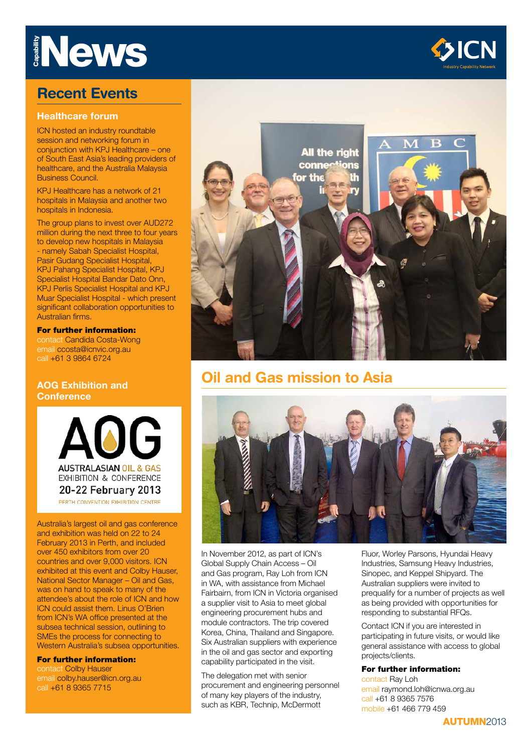# Capability News

## Recent Events

### Healthcare forum

ICN hosted an industry roundtable session and networking forum in conjunction with KPJ Healthcare – one of South East Asia's leading providers of healthcare, and the Australia Malaysia Business Council.

KPJ Healthcare has a network of 21 hospitals in Malaysia and another two hospitals in Indonesia.

The group plans to invest over AUD272 million during the next three to four years to develop new hospitals in Malaysia - namely Sabah Specialist Hospital, Pasir Gudang Specialist Hospital, KPJ Pahang Specialist Hospital, KPJ Specialist Hospital Bandar Dato Onn, KPJ Perlis Specialist Hospital and KPJ Muar Specialist Hospital - which present significant collaboration opportunities to Australian firms.

**For further information:**
contact Candida Costa-Wong
email ccosta@icnvic.org.au
call +61 3 9864 6724

### AOG Exhibition and Conference

AOG
AUSTRALASIAN OIL & GAS
EXHIBITION & CONFERENCE
20-22 February 2013
PERTH CONVENTION EXHIBITION CENTRE

Australia's largest oil and gas conference and exhibition was held on 22 to 24 February 2013 in Perth, and included over 450 exhibitors from over 20 countries and over 9,000 visitors. ICN exhibited at this event and Colby Hauser, National Sector Manager – Oil and Gas, was on hand to speak to many of the attendee's about the role of ICN and how ICN could assist them. Linus O'Brien from ICN's WA office presented at the subsea technical session, outlining to SMEs the process for connecting to Western Australia's subsea opportunities.

**For further information:**
contact Colby Hauser
email colby.hauser@icn.org.au
call +61 8 9365 7715

## Oil and Gas mission to Asia

In November 2012, as part of ICN's Global Supply Chain Access – Oil and Gas program, Ray Loh from ICN in WA, with assistance from Michael Fairbairn, from ICN in Victoria organised a supplier visit to Asia to meet global engineering procurement hubs and module contractors. The trip covered Korea, China, Thailand and Singapore. Six Australian suppliers with experience in the oil and gas sector and exporting capability participated in the visit.

The delegation met with senior procurement and engineering personnel of many key players of the industry, such as KBR, Technip, McDermott Fluor, Worley Parsons, Hyundai Heavy Industries, Samsung Heavy Industries, Sinopec, and Keppel Shipyard. The Australian suppliers were invited to prequalify for a number of projects as well as being provided with opportunities for responding to substantial RFQs.

Contact ICN if you are interested in participating in future visits, or would like general assistance with access to global projects/clients.

**For further information:**
contact Ray Loh
email raymond.loh@icnwa.org.au
call +61 8 9365 7576
mobile +61 466 779 459

AUTUMN2013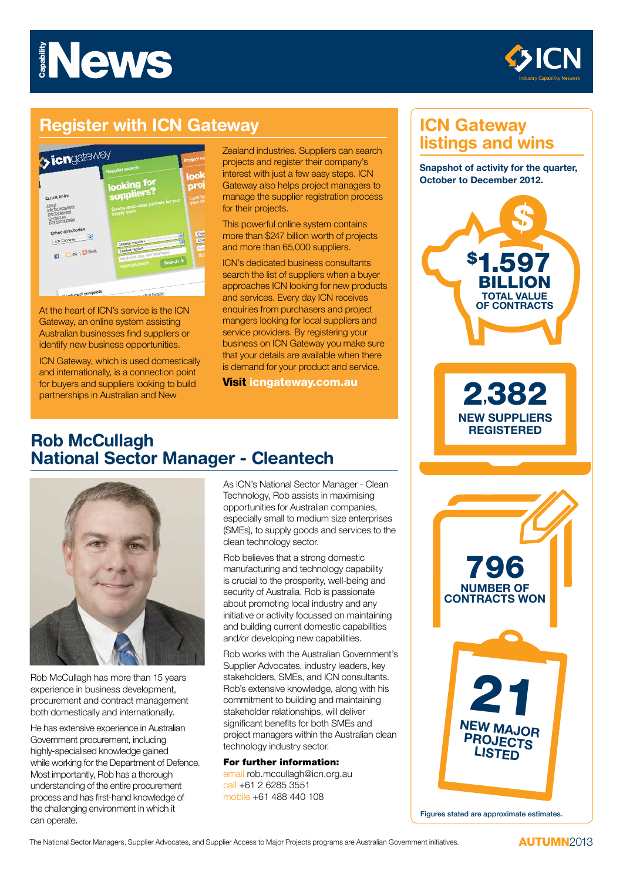# Capability News

## Register with ICN Gateway

At the heart of ICN's service is the ICN Gateway, an online system assisting Australian businesses find suppliers or identify new business opportunities.

ICN Gateway, which is used domestically and internationally, is a connection point for buyers and suppliers looking to build partnerships in Australian and New Zealand industries. Suppliers can search projects and register their company's interest with just a few easy steps. ICN Gateway also helps project managers to manage the supplier registration process for their projects.

This powerful online system contains more than $247 billion worth of projects and more than 65,000 suppliers.

ICN's dedicated business consultants search the list of suppliers when a buyer approaches ICN looking for new products and services. Every day ICN receives enquiries from purchasers and project mangers looking for local suppliers and service providers. By registering your business on ICN Gateway you make sure that your details are available when there is demand for your product and service.

**Visit icngateway.com.au**

## ICN Gateway listings and wins

**Snapshot of activity for the quarter, October to December 2012.**

**$1.597 BILLION**
TOTAL VALUE OF CONTRACTS

**2,382**
NEW SUPPLIERS REGISTERED

**796**
NUMBER OF CONTRACTS WON

**21**
NEW MAJOR PROJECTS LISTED

Figures stated are approximate estimates.

## Rob McCullagh National Sector Manager - Cleantech

Rob McCullagh has more than 15 years experience in business development, procurement and contract management both domestically and internationally.

He has extensive experience in Australian Government procurement, including highly-specialised knowledge gained while working for the Department of Defence. Most importantly, Rob has a thorough understanding of the entire procurement process and has first-hand knowledge of the challenging environment in which it can operate.

As ICN's National Sector Manager - Clean Technology, Rob assists in maximising opportunities for Australian companies, especially small to medium size enterprises (SMEs), to supply goods and services to the clean technology sector.

Rob believes that a strong domestic manufacturing and technology capability is crucial to the prosperity, well-being and security of Australia. Rob is passionate about promoting local industry and any initiative or activity focussed on maintaining and building current domestic capabilities and/or developing new capabilities.

Rob works with the Australian Government's Supplier Advocates, industry leaders, key stakeholders, SMEs, and ICN consultants. Rob's extensive knowledge, along with his commitment to building and maintaining stakeholder relationships, will deliver significant benefits for both SMEs and project managers within the Australian clean technology industry sector.

**For further information:**
email rob.mccullagh@icn.org.au
call +61 2 6285 3551
mobile +61 488 440 108

The National Sector Managers, Supplier Advocates, and Supplier Access to Major Projects programs are Australian Government initiatives.

AUTUMN2013